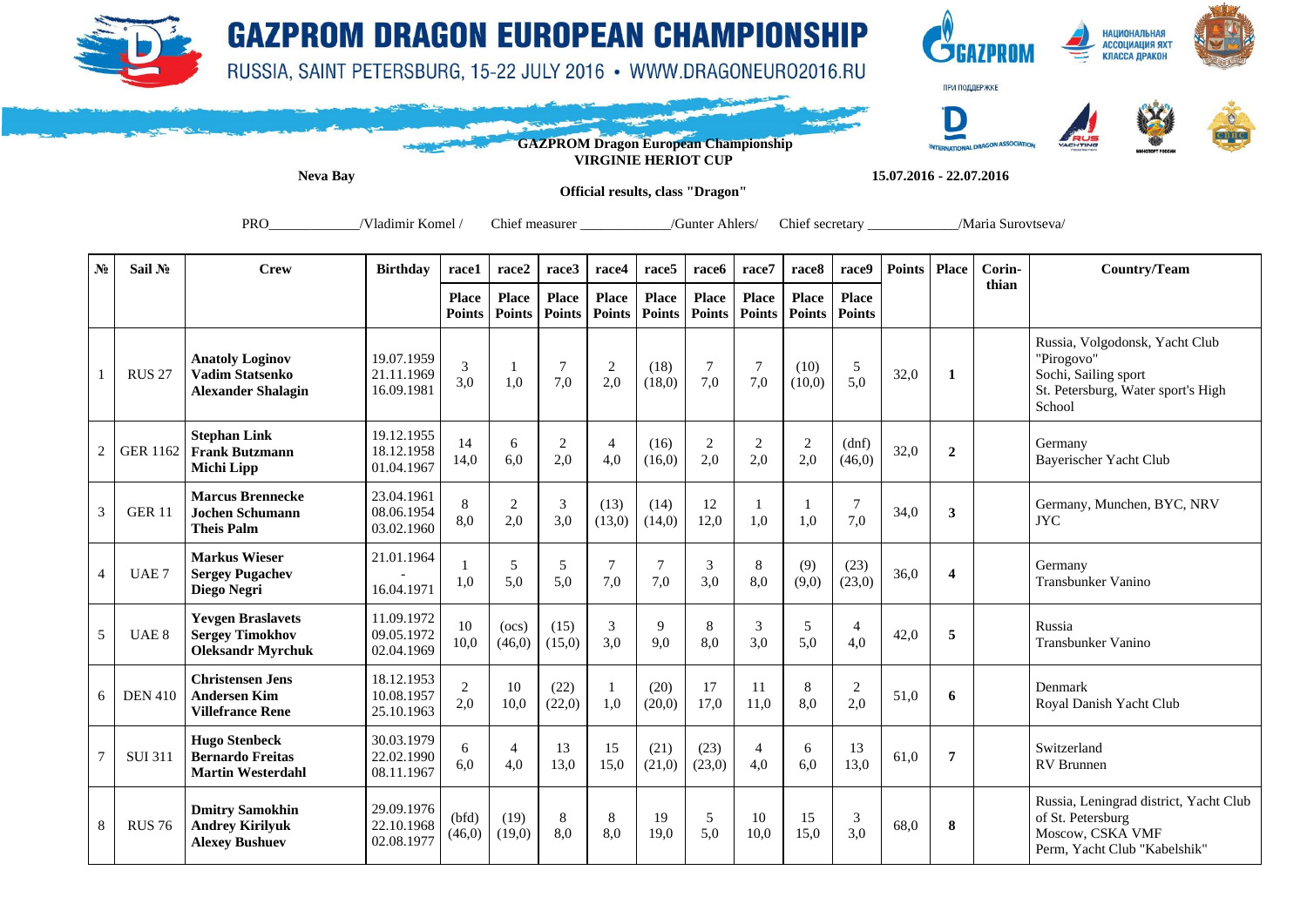# GAZPROM DRAGON EUROPEAN CHAMPIONSHIP

RUSSIA, SAINT PETERSBURG, 15-22 JULY 2016 • WWW.DRAGONEURO2016.RU

**GAZPROM Dragon European Championship**
**VIRGINIE HERIOT CUP**

**Neva Bay** **15.07.2016 - 22.07.2016**

**Official results, class "Dragon"**

PRO____________/Vladimir Komel / Chief measurer ____________/Gunter Ahlers/ Chief secretary ____________/Maria Surovtseva/

| № | Sail № | Crew | Birthday | race1 | race2 | race3 | race4 | race5 | race6 | race7 | race8 | race9 | Points | Place | Corinthian | Country/Team |
|---|---|---|---|---|---|---|---|---|---|---|---|---|---|---|---|---|
| | | | | Place Points | Place Points | Place Points | Place Points | Place Points | Place Points | Place Points | Place Points | Place Points | | | | |
| 1 | RUS 27 | **Anatoly Loginov**<br>**Vadim Statsenko**<br>**Alexander Shalagin** | 19.07.1959<br>21.11.1969<br>16.09.1981 | 3<br>3,0 | 1<br>1,0 | 7<br>7,0 | 2<br>2,0 | (18)<br>(18,0) | 7<br>7,0 | 7<br>7,0 | (10)<br>(10,0) | 5<br>5,0 | 32,0 | **1** | | Russia, Volgodonsk, Yacht Club "Pirogovo"<br>Sochi, Sailing sport<br>St. Petersburg, Water sport's High School |
| 2 | GER 1162 | **Stephan Link**<br>**Frank Butzmann**<br>**Michi Lipp** | 19.12.1955<br>18.12.1958<br>01.04.1967 | 14<br>14,0 | 6<br>6,0 | 2<br>2,0 | 4<br>4,0 | (16)<br>(16,0) | 2<br>2,0 | 2<br>2,0 | 2<br>2,0 | (dnf)<br>(46,0) | 32,0 | **2** | | Germany<br>Bayerischer Yacht Club |
| 3 | GER 11 | **Marcus Brennecke**<br>**Jochen Schumann**<br>**Theis Palm** | 23.04.1961<br>08.06.1954<br>03.02.1960 | 8<br>8,0 | 2<br>2,0 | 3<br>3,0 | (13)<br>(13,0) | (14)<br>(14,0) | 12<br>12,0 | 1<br>1,0 | 1<br>1,0 | 7<br>7,0 | 34,0 | **3** | | Germany, Munchen, BYC, NRV<br>JYC |
| 4 | UAE 7 | **Markus Wieser**<br>**Sergey Pugachev**<br>**Diego Negri** | 21.01.1964<br>-<br>16.04.1971 | 1<br>1,0 | 5<br>5,0 | 5<br>5,0 | 7<br>7,0 | 7<br>7,0 | 3<br>3,0 | 8<br>8,0 | (9)<br>(9,0) | (23)<br>(23,0) | 36,0 | **4** | | Germany<br>Transbunker Vanino |
| 5 | UAE 8 | **Yevgen Braslavets**<br>**Sergey Timokhov**<br>**Oleksandr Myrchuk** | 11.09.1972<br>09.05.1972<br>02.04.1969 | 10<br>10,0 | (ocs)<br>(46,0) | (15)<br>(15,0) | 3<br>3,0 | 9<br>9,0 | 8<br>8,0 | 3<br>3,0 | 5<br>5,0 | 4<br>4,0 | 42,0 | **5** | | Russia<br>Transbunker Vanino |
| 6 | DEN 410 | **Christensen Jens**<br>**Andersen Kim**<br>**Villefrance Rene** | 18.12.1953<br>10.08.1957<br>25.10.1963 | 2<br>2,0 | 10<br>10,0 | (22)<br>(22,0) | 1<br>1,0 | (20)<br>(20,0) | 17<br>17,0 | 11<br>11,0 | 8<br>8,0 | 2<br>2,0 | 51,0 | **6** | | Denmark<br>Royal Danish Yacht Club |
| 7 | SUI 311 | **Hugo Stenbeck**<br>**Bernardo Freitas**<br>**Martin Westerdahl** | 30.03.1979<br>22.02.1990<br>08.11.1967 | 6<br>6,0 | 4<br>4,0 | 13<br>13,0 | 15<br>15,0 | (21)<br>(21,0) | (23)<br>(23,0) | 4<br>4,0 | 6<br>6,0 | 13<br>13,0 | 61,0 | **7** | | Switzerland<br>RV Brunnen |
| 8 | RUS 76 | **Dmitry Samokhin**<br>**Andrey Kirilyuk**<br>**Alexey Bushuev** | 29.09.1976<br>22.10.1968<br>02.08.1977 | (bfd)<br>(46,0) | (19)<br>(19,0) | 8<br>8,0 | 8<br>8,0 | 19<br>19,0 | 5<br>5,0 | 10<br>10,0 | 15<br>15,0 | 3<br>3,0 | 68,0 | **8** | | Russia, Leningrad district, Yacht Club of St. Petersburg<br>Moscow, CSKA VMF<br>Perm, Yacht Club "Kabelshik" |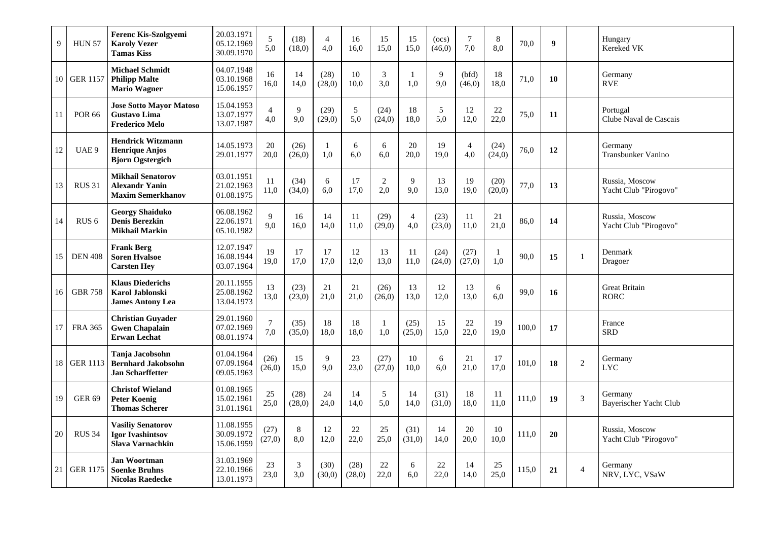| 9 | HUN 57 | **Ferenc Kis-Szolgyemi**<br>**Karoly Vezer**<br>**Tamas Kiss** | 20.03.1971<br>05.12.1969<br>30.09.1970 | 5<br>5,0 | (18)<br>(18,0) | 4<br>4,0 | 16<br>16,0 | 15<br>15,0 | 15<br>15,0 | (ocs)<br>(46,0) | 7<br>7,0 | 8<br>8,0 | 70,0 | **9** | | Hungary<br>Kereked VK |
|---|---|---|---|---|---|---|---|---|---|---|---|---|---|---|---|---|
| 10 | GER 1157 | **Michael Schmidt**<br>**Philipp Malte**<br>**Mario Wagner** | 04.07.1948<br>03.10.1968<br>15.06.1957 | 16<br>16,0 | 14<br>14,0 | (28)<br>(28,0) | 10<br>10,0 | 3<br>3,0 | 1<br>1,0 | 9<br>9,0 | (bfd)<br>(46,0) | 18<br>18,0 | 71,0 | **10** | | Germany<br>RVE |
| 11 | POR 66 | **Jose Sotto Mayor Matoso**<br>**Gustavo Lima**<br>**Frederico Melo** | 15.04.1953<br>13.07.1977<br>13.07.1987 | 4<br>4,0 | 9<br>9,0 | (29)<br>(29,0) | 5<br>5,0 | (24)<br>(24,0) | 18<br>18,0 | 5<br>5,0 | 12<br>12,0 | 22<br>22,0 | 75,0 | **11** | | Portugal<br>Clube Naval de Cascais |
| 12 | UAE 9 | **Hendrick Witzmann**<br>**Henrique Anjos**<br>**Bjorn Ogstergich** | 14.05.1973<br>29.01.1977 | 20<br>20,0 | (26)<br>(26,0) | 1<br>1,0 | 6<br>6,0 | 6<br>6,0 | 20<br>20,0 | 19<br>19,0 | 4<br>4,0 | (24)<br>(24,0) | 76,0 | **12** | | Germany<br>Transbunker Vanino |
| 13 | RUS 31 | **Mikhail Senatorov**<br>**Alexandr Yanin**<br>**Maxim Semerkhanov** | 03.01.1951<br>21.02.1963<br>01.08.1975 | 11<br>11,0 | (34)<br>(34,0) | 6<br>6,0 | 17<br>17,0 | 2<br>2,0 | 9<br>9,0 | 13<br>13,0 | 19<br>19,0 | (20)<br>(20,0) | 77,0 | **13** | | Russia, Moscow<br>Yacht Club "Pirogovo" |
| 14 | RUS 6 | **Georgy Shaiduko**<br>**Denis Berezkin**<br>**Mikhail Markin** | 06.08.1962<br>22.06.1971<br>05.10.1982 | 9<br>9,0 | 16<br>16,0 | 14<br>14,0 | 11<br>11,0 | (29)<br>(29,0) | 4<br>4,0 | (23)<br>(23,0) | 11<br>11,0 | 21<br>21,0 | 86,0 | **14** | | Russia, Moscow<br>Yacht Club "Pirogovo" |
| 15 | DEN 408 | **Frank Berg**<br>**Soren Hvalsoe**<br>**Carsten Hey** | 12.07.1947<br>16.08.1944<br>03.07.1964 | 19<br>19,0 | 17<br>17,0 | 17<br>17,0 | 12<br>12,0 | 13<br>13,0 | 11<br>11,0 | (24)<br>(24,0) | (27)<br>(27,0) | 1<br>1,0 | 90,0 | **15** | 1 | Denmark<br>Dragoer |
| 16 | GBR 758 | **Klaus Diederichs**<br>**Karol Jablonski**<br>**James Antony Lea** | 20.11.1955<br>25.08.1962<br>13.04.1973 | 13<br>13,0 | (23)<br>(23,0) | 21<br>21,0 | 21<br>21,0 | (26)<br>(26,0) | 13<br>13,0 | 12<br>12,0 | 13<br>13,0 | 6<br>6,0 | 99,0 | **16** | | Great Britain<br>RORC |
| 17 | FRA 365 | **Christian Guyader**<br>**Gwen Chapalain**<br>**Erwan Lechat** | 29.01.1960<br>07.02.1969<br>08.01.1974 | 7<br>7,0 | (35)<br>(35,0) | 18<br>18,0 | 18<br>18,0 | 1<br>1,0 | (25)<br>(25,0) | 15<br>15,0 | 22<br>22,0 | 19<br>19,0 | 100,0 | **17** | | France<br>SRD |
| 18 | GER 1113 | **Tanja Jacobsohn**<br>**Bernhard Jakobsohn**<br>**Jan Scharffetter** | 01.04.1964<br>07.09.1964<br>09.05.1963 | (26)<br>(26,0) | 15<br>15,0 | 9<br>9,0 | 23<br>23,0 | (27)<br>(27,0) | 10<br>10,0 | 6<br>6,0 | 21<br>21,0 | 17<br>17,0 | 101,0 | **18** | 2 | Germany<br>LYC |
| 19 | GER 69 | **Christof Wieland**<br>**Peter Koenig**<br>**Thomas Scherer** | 01.08.1965<br>15.02.1961<br>31.01.1961 | 25<br>25,0 | (28)<br>(28,0) | 24<br>24,0 | 14<br>14,0 | 5<br>5,0 | 14<br>14,0 | (31)<br>(31,0) | 18<br>18,0 | 11<br>11,0 | 111,0 | **19** | 3 | Germany<br>Bayerischer Yacht Club |
| 20 | RUS 34 | **Vasiliy Senatorov**<br>**Igor Ivashintsov**<br>**Slava Varnachkin** | 11.08.1955<br>30.09.1972<br>15.06.1959 | (27)<br>(27,0) | 8<br>8,0 | 12<br>12,0 | 22<br>22,0 | 25<br>25,0 | (31)<br>(31,0) | 14<br>14,0 | 20<br>20,0 | 10<br>10,0 | 111,0 | **20** | | Russia, Moscow<br>Yacht Club "Pirogovo" |
| 21 | GER 1175 | **Jan Woortman**<br>**Soenke Bruhns**<br>**Nicolas Raedecke** | 31.03.1969<br>22.10.1966<br>13.01.1973 | 23<br>23,0 | 3<br>3,0 | (30)<br>(30,0) | (28)<br>(28,0) | 22<br>22,0 | 6<br>6,0 | 22<br>22,0 | 14<br>14,0 | 25<br>25,0 | 115,0 | **21** | 4 | Germany<br>NRV, LYC, VSaW |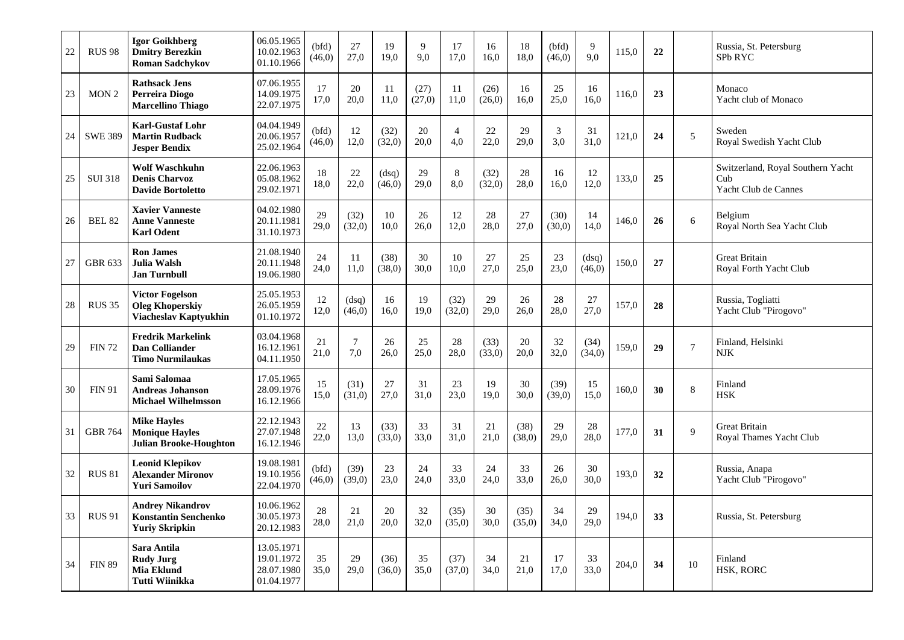| 22 | RUS 98 | **Igor Goikhberg**<br>**Dmitry Berezkin**<br>**Roman Sadchykov** | 06.05.1965<br>10.02.1963<br>01.10.1966 | (bfd)<br>(46,0) | 27<br>27,0 | 19<br>19,0 | 9<br>9,0 | 17<br>17,0 | 16<br>16,0 | 18<br>18,0 | (bfd)<br>(46,0) | 9<br>9,0 | 115,0 | **22** | | Russia, St. Petersburg<br>SPb RYC |
|---|---|---|---|---|---|---|---|---|---|---|---|---|---|---|---|---|
| 23 | MON 2 | **Rathsack Jens**<br>**Perreira Diogo**<br>**Marcellino Thiago** | 07.06.1955<br>14.09.1975<br>22.07.1975 | 17<br>17,0 | 20<br>20,0 | 11<br>11,0 | (27)<br>(27,0) | 11<br>11,0 | (26)<br>(26,0) | 16<br>16,0 | 25<br>25,0 | 16<br>16,0 | 116,0 | **23** | | Monaco<br>Yacht club of Monaco |
| 24 | SWE 389 | **Karl-Gustaf Lohr**<br>**Martin Rudback**<br>**Jesper Bendix** | 04.04.1949<br>20.06.1957<br>25.02.1964 | (bfd)<br>(46,0) | 12<br>12,0 | (32)<br>(32,0) | 20<br>20,0 | 4<br>4,0 | 22<br>22,0 | 29<br>29,0 | 3<br>3,0 | 31<br>31,0 | 121,0 | **24** | 5 | Sweden<br>Royal Swedish Yacht Club |
| 25 | SUI 318 | **Wolf Waschkuhn**<br>**Denis Charvoz**<br>**Davide Bortoletto** | 22.06.1963<br>05.08.1962<br>29.02.1971 | 18<br>18,0 | 22<br>22,0 | (dsq)<br>(46,0) | 29<br>29,0 | 8<br>8,0 | (32)<br>(32,0) | 28<br>28,0 | 16<br>16,0 | 12<br>12,0 | 133,0 | **25** | | Switzerland, Royal Southern Yacht Cub<br>Yacht Club de Cannes |
| 26 | BEL 82 | **Xavier Vanneste**<br>**Anne Vanneste**<br>**Karl Odent** | 04.02.1980<br>20.11.1981<br>31.10.1973 | 29<br>29,0 | (32)<br>(32,0) | 10<br>10,0 | 26<br>26,0 | 12<br>12,0 | 28<br>28,0 | 27<br>27,0 | (30)<br>(30,0) | 14<br>14,0 | 146,0 | **26** | 6 | Belgium<br>Royal North Sea Yacht Club |
| 27 | GBR 633 | **Ron James**<br>**Julia Walsh**<br>**Jan Turnbull** | 21.08.1940<br>20.11.1948<br>19.06.1980 | 24<br>24,0 | 11<br>11,0 | (38)<br>(38,0) | 30<br>30,0 | 10<br>10,0 | 27<br>27,0 | 25<br>25,0 | 23<br>23,0 | (dsq)<br>(46,0) | 150,0 | **27** | | Great Britain<br>Royal Forth Yacht Club |
| 28 | RUS 35 | **Victor Fogelson**<br>**Oleg Khoperskiy**<br>**Viacheslav Kaptyukhin** | 25.05.1953<br>26.05.1959<br>01.10.1972 | 12<br>12,0 | (dsq)<br>(46,0) | 16<br>16,0 | 19<br>19,0 | (32)<br>(32,0) | 29<br>29,0 | 26<br>26,0 | 28<br>28,0 | 27<br>27,0 | 157,0 | **28** | | Russia, Togliatti<br>Yacht Club "Pirogovo" |
| 29 | FIN 72 | **Fredrik Markelink**<br>**Dan Colliander**<br>**Timo Nurmilaukas** | 03.04.1968<br>16.12.1961<br>04.11.1950 | 21<br>21,0 | 7<br>7,0 | 26<br>26,0 | 25<br>25,0 | 28<br>28,0 | (33)<br>(33,0) | 20<br>20,0 | 32<br>32,0 | (34)<br>(34,0) | 159,0 | **29** | 7 | Finland, Helsinki<br>NJK |
| 30 | FIN 91 | **Sami Salomaa**<br>**Andreas Johanson**<br>**Michael Wilhelmsson** | 17.05.1965<br>28.09.1976<br>16.12.1966 | 15<br>15,0 | (31)<br>(31,0) | 27<br>27,0 | 31<br>31,0 | 23<br>23,0 | 19<br>19,0 | 30<br>30,0 | (39)<br>(39,0) | 15<br>15,0 | 160,0 | **30** | 8 | Finland<br>HSK |
| 31 | GBR 764 | **Mike Hayles**<br>**Monique Hayles**<br>**Julian Brooke-Houghton** | 22.12.1943<br>27.07.1948<br>16.12.1946 | 22<br>22,0 | 13<br>13,0 | (33)<br>(33,0) | 33<br>33,0 | 31<br>31,0 | 21<br>21,0 | (38)<br>(38,0) | 29<br>29,0 | 28<br>28,0 | 177,0 | **31** | 9 | Great Britain<br>Royal Thames Yacht Club |
| 32 | RUS 81 | **Leonid Klepikov**<br>**Alexander Mironov**<br>**Yuri Samoilov** | 19.08.1981<br>19.10.1956<br>22.04.1970 | (bfd)<br>(46,0) | (39)<br>(39,0) | 23<br>23,0 | 24<br>24,0 | 33<br>33,0 | 24<br>24,0 | 33<br>33,0 | 26<br>26,0 | 30<br>30,0 | 193,0 | **32** | | Russia, Anapa<br>Yacht Club "Pirogovo" |
| 33 | RUS 91 | **Andrey Nikandrov**<br>**Konstantin Senchenko**<br>**Yuriy Skripkin** | 10.06.1962<br>30.05.1973<br>20.12.1983 | 28<br>28,0 | 21<br>21,0 | 20<br>20,0 | 32<br>32,0 | (35)<br>(35,0) | 30<br>30,0 | (35)<br>(35,0) | 34<br>34,0 | 29<br>29,0 | 194,0 | **33** | | Russia, St. Petersburg |
| 34 | FIN 89 | **Sara Antila**<br>**Rudy Jurg**<br>**Mia Eklund**<br>**Tutti Wiinikka** | 13.05.1971<br>19.01.1972<br>28.07.1980<br>01.04.1977 | 35<br>35,0 | 29<br>29,0 | (36)<br>(36,0) | 35<br>35,0 | (37)<br>(37,0) | 34<br>34,0 | 21<br>21,0 | 17<br>17,0 | 33<br>33,0 | 204,0 | **34** | 10 | Finland<br>HSK, RORC |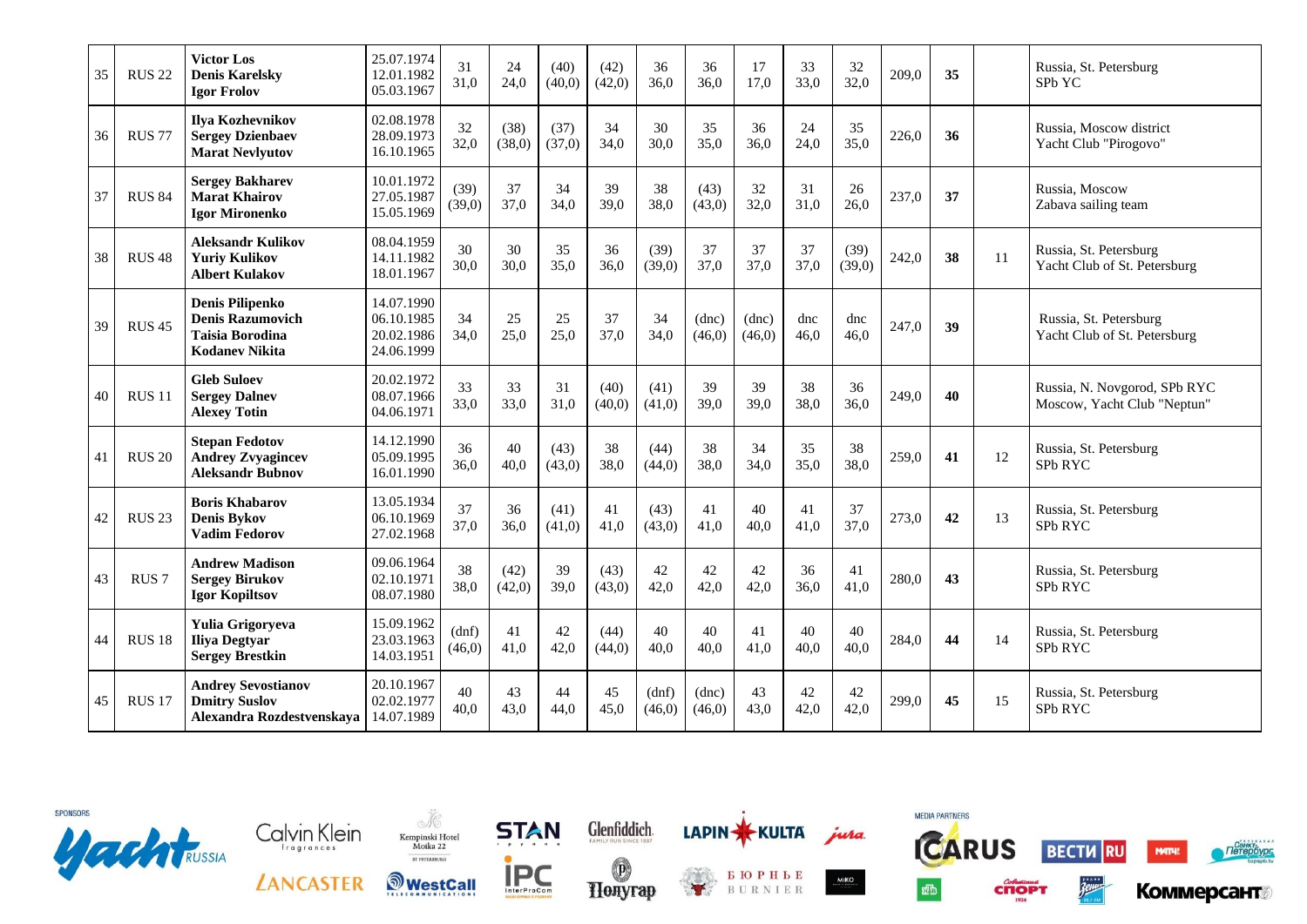| | | | | | | | | | | | | | | | | |
|---|---|---|---|---|---|---|---|---|---|---|---|---|---|---|---|---|
| 35 | RUS 22 | **Victor Los**<br>**Denis Karelsky**<br>**Igor Frolov** | 25.07.1974<br>12.01.1982<br>05.03.1967 | 31<br>31,0 | 24<br>24,0 | (40)<br>(40,0) | (42)<br>(42,0) | 36<br>36,0 | 36<br>36,0 | 17<br>17,0 | 33<br>33,0 | 32<br>32,0 | 209,0 | **35** | | Russia, St. Petersburg<br>SPb YC |
| 36 | RUS 77 | **Ilya Kozhevnikov**<br>**Sergey Dzienbaev**<br>**Marat Nevlyutov** | 02.08.1978<br>28.09.1973<br>16.10.1965 | 32<br>32,0 | (38)<br>(38,0) | (37)<br>(37,0) | 34<br>34,0 | 30<br>30,0 | 35<br>35,0 | 36<br>36,0 | 24<br>24,0 | 35<br>35,0 | 226,0 | **36** | | Russia, Moscow district<br>Yacht Club "Pirogovo" |
| 37 | RUS 84 | **Sergey Bakharev**<br>**Marat Khairov**<br>**Igor Mironenko** | 10.01.1972<br>27.05.1987<br>15.05.1969 | (39)<br>(39,0) | 37<br>37,0 | 34<br>34,0 | 39<br>39,0 | 38<br>38,0 | (43)<br>(43,0) | 32<br>32,0 | 31<br>31,0 | 26<br>26,0 | 237,0 | **37** | | Russia, Moscow<br>Zabava sailing team |
| 38 | RUS 48 | **Aleksandr Kulikov**<br>**Yuriy Kulikov**<br>**Albert Kulakov** | 08.04.1959<br>14.11.1982<br>18.01.1967 | 30<br>30,0 | 30<br>30,0 | 35<br>35,0 | 36<br>36,0 | (39)<br>(39,0) | 37<br>37,0 | 37<br>37,0 | 37<br>37,0 | (39)<br>(39,0) | 242,0 | **38** | 11 | Russia, St. Petersburg<br>Yacht Club of St. Petersburg |
| 39 | RUS 45 | **Denis Pilipenko**<br>**Denis Razumovich**<br>**Taisia Borodina**<br>**Kodanev Nikita** | 14.07.1990<br>06.10.1985<br>20.02.1986<br>24.06.1999 | 34<br>34,0 | 25<br>25,0 | 25<br>25,0 | 37<br>37,0 | 34<br>34,0 | (dnc)<br>(46,0) | (dnc)<br>(46,0) | dnc<br>46,0 | dnc<br>46,0 | 247,0 | **39** | | Russia, St. Petersburg<br>Yacht Club of St. Petersburg |
| 40 | RUS 11 | **Gleb Suloev**<br>**Sergey Dalnev**<br>**Alexey Totin** | 20.02.1972<br>08.07.1966<br>04.06.1971 | 33<br>33,0 | 33<br>33,0 | 31<br>31,0 | (40)<br>(40,0) | (41)<br>(41,0) | 39<br>39,0 | 39<br>39,0 | 38<br>38,0 | 36<br>36,0 | 249,0 | **40** | | Russia, N. Novgorod, SPb RYC<br>Moscow, Yacht Club "Neptun" |
| 41 | RUS 20 | **Stepan Fedotov**<br>**Andrey Zvyagincev**<br>**Aleksandr Bubnov** | 14.12.1990<br>05.09.1995<br>16.01.1990 | 36<br>36,0 | 40<br>40,0 | (43)<br>(43,0) | 38<br>38,0 | (44)<br>(44,0) | 38<br>38,0 | 34<br>34,0 | 35<br>35,0 | 38<br>38,0 | 259,0 | **41** | 12 | Russia, St. Petersburg<br>SPb RYC |
| 42 | RUS 23 | **Boris Khabarov**<br>**Denis Bykov**<br>**Vadim Fedorov** | 13.05.1934<br>06.10.1969<br>27.02.1968 | 37<br>37,0 | 36<br>36,0 | (41)<br>(41,0) | 41<br>41,0 | (43)<br>(43,0) | 41<br>41,0 | 40<br>40,0 | 41<br>41,0 | 37<br>37,0 | 273,0 | **42** | 13 | Russia, St. Petersburg<br>SPb RYC |
| 43 | RUS 7 | **Andrew Madison**<br>**Sergey Birukov**<br>**Igor Kopiltsov** | 09.06.1964<br>02.10.1971<br>08.07.1980 | 38<br>38,0 | (42)<br>(42,0) | 39<br>39,0 | (43)<br>(43,0) | 42<br>42,0 | 42<br>42,0 | 42<br>42,0 | 36<br>36,0 | 41<br>41,0 | 280,0 | **43** | | Russia, St. Petersburg<br>SPb RYC |
| 44 | RUS 18 | **Yulia Grigoryeva**<br>**Iliya Degtyar**<br>**Sergey Brestkin** | 15.09.1962<br>23.03.1963<br>14.03.1951 | (dnf)<br>(46,0) | 41<br>41,0 | 42<br>42,0 | (44)<br>(44,0) | 40<br>40,0 | 40<br>40,0 | 41<br>41,0 | 40<br>40,0 | 40<br>40,0 | 284,0 | **44** | 14 | Russia, St. Petersburg<br>SPb RYC |
| 45 | RUS 17 | **Andrey Sevostianov**<br>**Dmitry Suslov**<br>**Alexandra Rozdestvenskaya** | 20.10.1967<br>02.02.1977<br>14.07.1989 | 40<br>40,0 | 43<br>43,0 | 44<br>44,0 | 45<br>45,0 | (dnf)<br>(46,0) | (dnc)<br>(46,0) | 43<br>43,0 | 42<br>42,0 | 42<br>42,0 | 299,0 | **45** | 15 | Russia, St. Petersburg<br>SPb RYC |

SPONSORS

Yacht Russia, Calvin Klein fragrances, Lancaster, Kempinski Hotel Moika 22, WestCall, STAN, IPC, Glenfiddich, Попугар, LAPIN KULTA, Бюрнье Burnier, jura, MIKO

MEDIA PARTNERS

ICARUS, ВЕСТИ RU, МАТЧ, Санкт-Петербург, Советский спорт, Зенит, Коммерсантъ